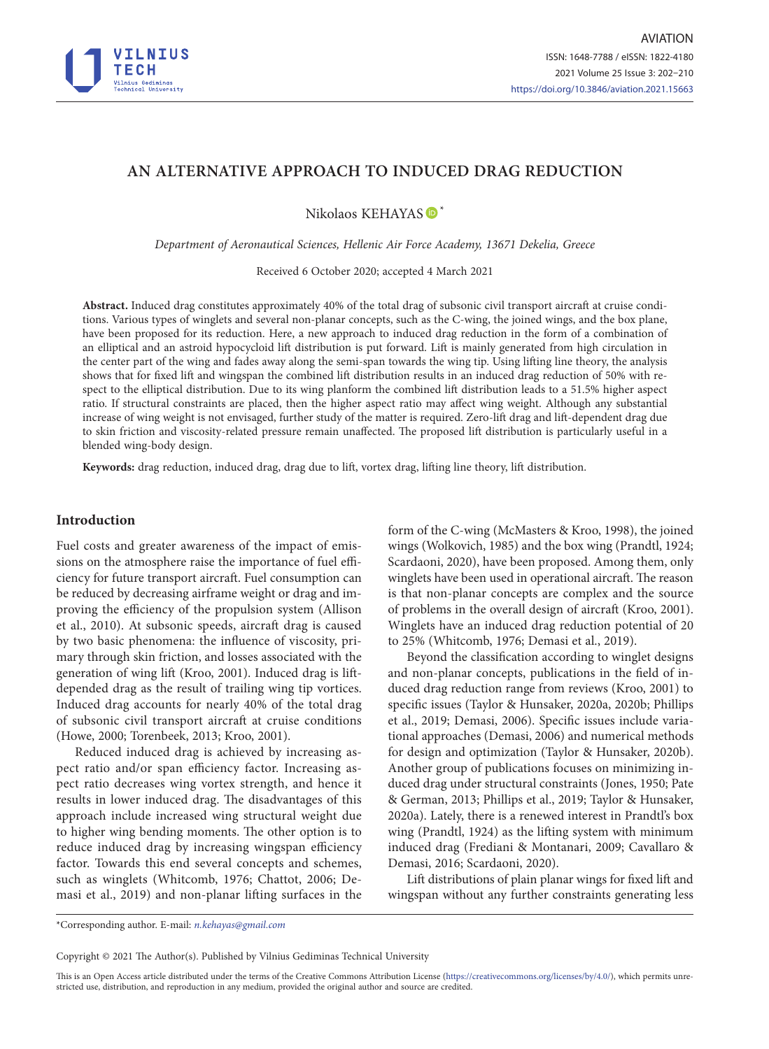# AN ALTERNATIVE APPROACH TO INDUCED DRAG REDUCTION

Nikolaos KEHAYAS *

*Department of Aeronautical Sciences, Hellenic Air Force Academy, 13671 Dekelia, Greece*

Received 6 October 2020; accepted 4 March 2021

**Abstract.** Induced drag constitutes approximately 40% of the total drag of subsonic civil transport aircraft at cruise conditions. Various types of winglets and several non-planar concepts, such as the C-wing, the joined wings, and the box plane, have been proposed for its reduction. Here, a new approach to induced drag reduction in the form of a combination of an elliptical and an astroid hypocycloid lift distribution is put forward. Lift is mainly generated from high circulation in the center part of the wing and fades away along the semi-span towards the wing tip. Using lifting line theory, the analysis shows that for fixed lift and wingspan the combined lift distribution results in an induced drag reduction of 50% with respect to the elliptical distribution. Due to its wing planform the combined lift distribution leads to a 51.5% higher aspect ratio. If structural constraints are placed, then the higher aspect ratio may affect wing weight. Although any substantial increase of wing weight is not envisaged, further study of the matter is required. Zero-lift drag and lift-dependent drag due to skin friction and viscosity-related pressure remain unaffected. The proposed lift distribution is particularly useful in a blended wing-body design.

**Keywords:** drag reduction, induced drag, drag due to lift, vortex drag, lifting line theory, lift distribution.

## Introduction

Fuel costs and greater awareness of the impact of emissions on the atmosphere raise the importance of fuel efficiency for future transport aircraft. Fuel consumption can be reduced by decreasing airframe weight or drag and improving the efficiency of the propulsion system (Allison et al., 2010). At subsonic speeds, aircraft drag is caused by two basic phenomena: the influence of viscosity, primary through skin friction, and losses associated with the generation of wing lift (Kroo, 2001). Induced drag is lift-depended drag as the result of trailing wing tip vortices. Induced drag accounts for nearly 40% of the total drag of subsonic civil transport aircraft at cruise conditions (Howe, 2000; Torenbeek, 2013; Kroo, 2001).

Reduced induced drag is achieved by increasing aspect ratio and/or span efficiency factor. Increasing aspect ratio decreases wing vortex strength, and hence it results in lower induced drag. The disadvantages of this approach include increased wing structural weight due to higher wing bending moments. The other option is to reduce induced drag by increasing wingspan efficiency factor. Towards this end several concepts and schemes, such as winglets (Whitcomb, 1976; Chattot, 2006; Demasi et al., 2019) and non-planar lifting surfaces in the form of the C-wing (McMasters & Kroo, 1998), the joined wings (Wolkovich, 1985) and the box wing (Prandtl, 1924; Scardaoni, 2020), have been proposed. Among them, only winglets have been used in operational aircraft. The reason is that non-planar concepts are complex and the source of problems in the overall design of aircraft (Kroo, 2001). Winglets have an induced drag reduction potential of 20 to 25% (Whitcomb, 1976; Demasi et al., 2019).

Beyond the classification according to winglet designs and non-planar concepts, publications in the field of induced drag reduction range from reviews (Kroo, 2001) to specific issues (Taylor & Hunsaker, 2020a, 2020b; Phillips et al., 2019; Demasi, 2006). Specific issues include variational approaches (Demasi, 2006) and numerical methods for design and optimization (Taylor & Hunsaker, 2020b). Another group of publications focuses on minimizing induced drag under structural constraints (Jones, 1950; Pate & German, 2013; Phillips et al., 2019; Taylor & Hunsaker, 2020a). Lately, there is a renewed interest in Prandtl's box wing (Prandtl, 1924) as the lifting system with minimum induced drag (Frediani & Montanari, 2009; Cavallaro & Demasi, 2016; Scardaoni, 2020).

Lift distributions of plain planar wings for fixed lift and wingspan without any further constraints generating less

*Corresponding author. E-mail: *n.kehayas@gmail.com*

Copyright © 2021 The Author(s). Published by Vilnius Gediminas Technical University

This is an Open Access article distributed under the terms of the Creative Commons Attribution License (https://creativecommons.org/licenses/by/4.0/), which permits unrestricted use, distribution, and reproduction in any medium, provided the original author and source are credited.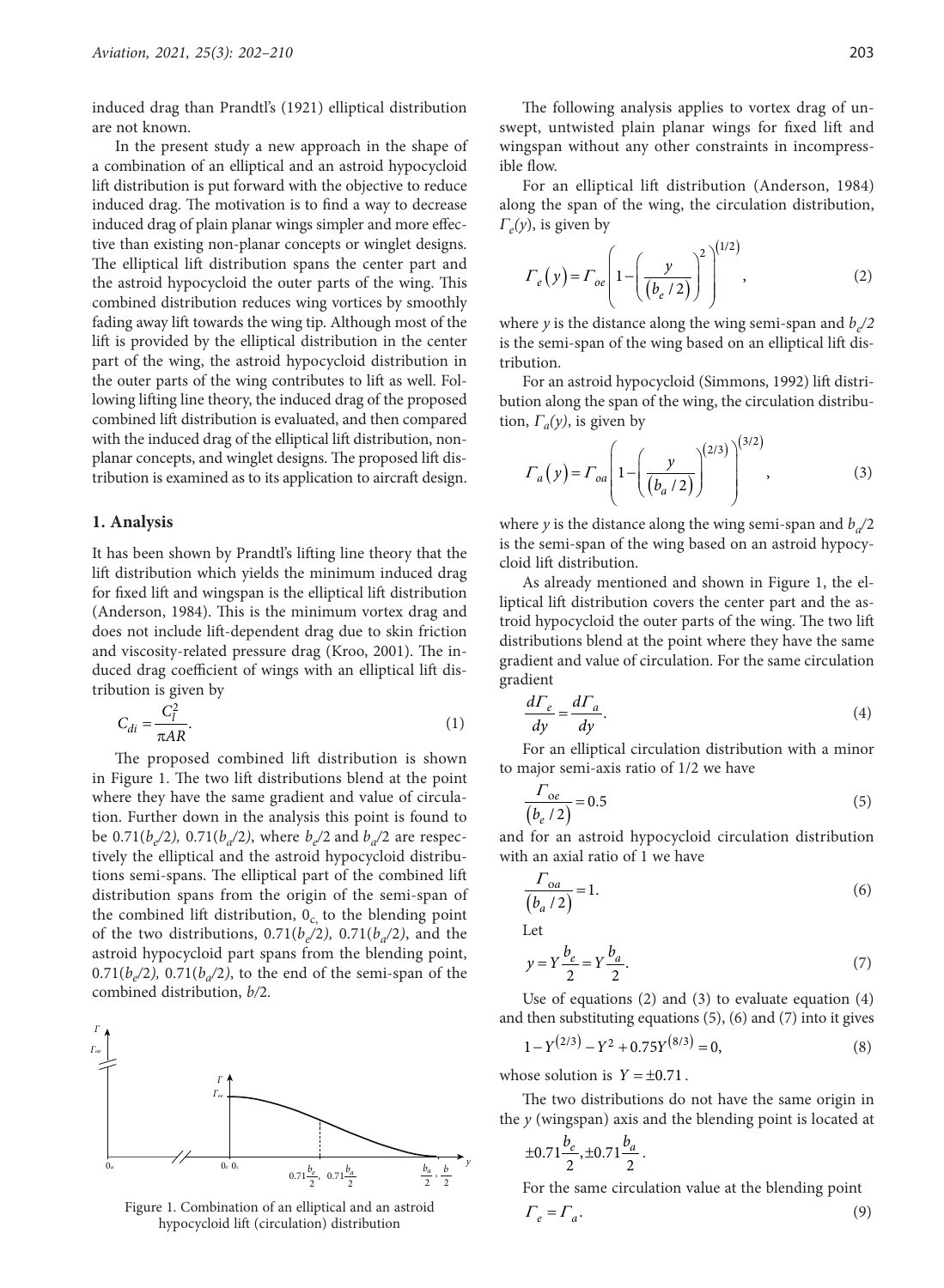induced drag than Prandtl's (1921) elliptical distribution are not known.

In the present study a new approach in the shape of a combination of an elliptical and an astroid hypocycloid lift distribution is put forward with the objective to reduce induced drag. The motivation is to find a way to decrease induced drag of plain planar wings simpler and more effective than existing non-planar concepts or winglet designs. The elliptical lift distribution spans the center part and the astroid hypocycloid the outer parts of the wing. This combined distribution reduces wing vortices by smoothly fading away lift towards the wing tip. Although most of the lift is provided by the elliptical distribution in the center part of the wing, the astroid hypocycloid distribution in the outer parts of the wing contributes to lift as well. Following lifting line theory, the induced drag of the proposed combined lift distribution is evaluated, and then compared with the induced drag of the elliptical lift distribution, non-planar concepts, and winglet designs. The proposed lift distribution is examined as to its application to aircraft design.

## 1. Analysis

It has been shown by Prandtl's lifting line theory that the lift distribution which yields the minimum induced drag for fixed lift and wingspan is the elliptical lift distribution (Anderson, 1984). This is the minimum vortex drag and does not include lift-dependent drag due to skin friction and viscosity-related pressure drag (Kroo, 2001). The induced drag coefficient of wings with an elliptical lift distribution is given by

$$C_{di} = \frac{C_l^2}{\pi AR}. \tag{1}$$

The proposed combined lift distribution is shown in Figure 1. The two lift distributions blend at the point where they have the same gradient and value of circulation. Further down in the analysis this point is found to be $0.71(b_e/2)$, $0.71(b_a/2)$, where $b_e/2$ and $b_a/2$ are respectively the elliptical and the astroid hypocycloid distributions semi-spans. The elliptical part of the combined lift distribution spans from the origin of the semi-span of the combined lift distribution, $0_c$, to the blending point of the two distributions, $0.71(b_e/2)$, $0.71(b_a/2)$, and the astroid hypocycloid part spans from the blending point, $0.71(b_e/2)$, $0.71(b_a/2)$, to the end of the semi-span of the combined distribution, $b/2$.

Figure 1. Combination of an elliptical and an astroid hypocycloid lift (circulation) distribution

The following analysis applies to vortex drag of unswept, untwisted plain planar wings for fixed lift and wingspan without any other constraints in incompressible flow.

For an elliptical lift distribution (Anderson, 1984) along the span of the wing, the circulation distribution, $\Gamma_e(y)$, is given by

$$\Gamma_e(y) = \Gamma_{oe}\left(1 - \left(\frac{y}{(b_e/2)}\right)^2\right)^{(1/2)}, \tag{2}$$

where $y$ is the distance along the wing semi-span and $b_e/2$ is the semi-span of the wing based on an elliptical lift distribution.

For an astroid hypocycloid (Simmons, 1992) lift distribution along the span of the wing, the circulation distribution, $\Gamma_a(y)$, is given by

$$\Gamma_a(y) = \Gamma_{oa}\left(1 - \left(\frac{y}{(b_a/2)}\right)^{(2/3)}\right)^{(3/2)}, \tag{3}$$

where $y$ is the distance along the wing semi-span and $b_a/2$ is the semi-span of the wing based on an astroid hypocycloid lift distribution.

As already mentioned and shown in Figure 1, the elliptical lift distribution covers the center part and the astroid hypocycloid the outer parts of the wing. The two lift distributions blend at the point where they have the same gradient and value of circulation. For the same circulation gradient

$$\frac{d\Gamma_e}{dy} = \frac{d\Gamma_a}{dy}. \tag{4}$$

For an elliptical circulation distribution with a minor to major semi-axis ratio of 1/2 we have

$$\frac{\Gamma_{oe}}{(b_e/2)} = 0.5 \tag{5}$$

and for an astroid hypocycloid circulation distribution with an axial ratio of 1 we have

$$\frac{\Gamma_{oa}}{(b_a/2)} = 1. \tag{6}$$

Let

$$y = Y\frac{b_e}{2} = Y\frac{b_a}{2}. \tag{7}$$

Use of equations (2) and (3) to evaluate equation (4) and then substituting equations (5), (6) and (7) into it gives

$$1 - Y^{(2/3)} - Y^2 + 0.75Y^{(8/3)} = 0, \tag{8}$$

whose solution is $Y = \pm 0.71$.

The two distributions do not have the same origin in the $y$ (wingspan) axis and the blending point is located at

$$\pm 0.71\frac{b_e}{2}, \pm 0.71\frac{b_a}{2}.$$

For the same circulation value at the blending point

$$\Gamma_e = \Gamma_a. \tag{9}$$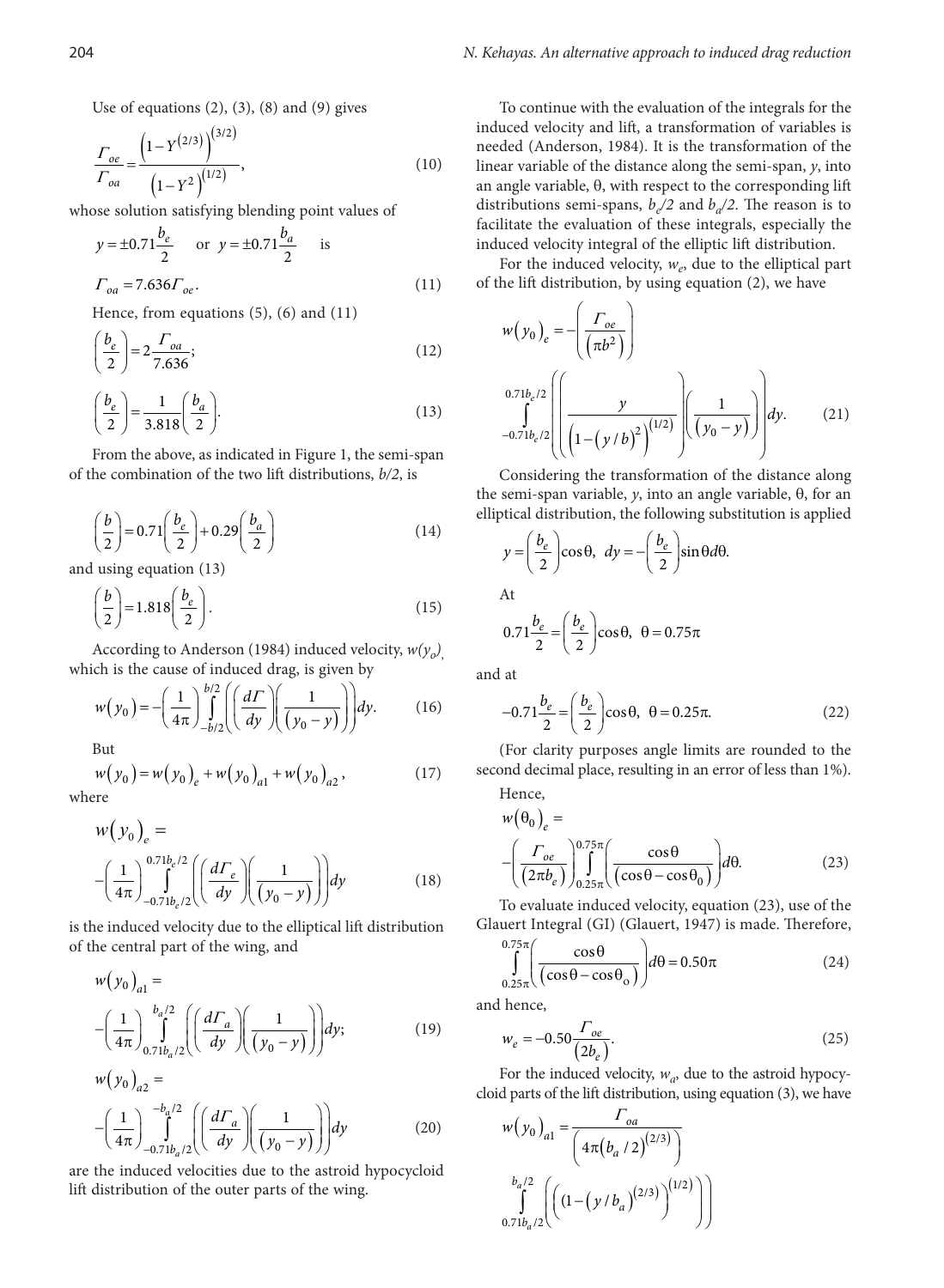Use of equations (2), (3), (8) and (9) gives

$$\frac{\Gamma_{oe}}{\Gamma_{oa}} = \frac{\left(1 - Y^{(2/3)}\right)^{(3/2)}}{\left(1 - Y^2\right)^{(1/2)}}, \tag{10}$$

whose solution satisfying blending point values of

$$y = \pm 0.71\frac{b_e}{2} \quad \text{or} \quad y = \pm 0.71\frac{b_a}{2} \quad \text{is}$$

$$\Gamma_{oa} = 7.636\Gamma_{oe}. \tag{11}$$

Hence, from equations (5), (6) and (11)

$$\left(\frac{b_e}{2}\right) = 2\frac{\Gamma_{oa}}{7.636}; \tag{12}$$

$$\left(\frac{b_e}{2}\right) = \frac{1}{3.818}\left(\frac{b_a}{2}\right). \tag{13}$$

From the above, as indicated in Figure 1, the semi-span of the combination of the two lift distributions, $b/2$, is

$$\left(\frac{b}{2}\right) = 0.71\left(\frac{b_e}{2}\right) + 0.29\left(\frac{b_a}{2}\right) \tag{14}$$

and using equation (13)

$$\left(\frac{b}{2}\right) = 1.818\left(\frac{b_e}{2}\right). \tag{15}$$

According to Anderson (1984) induced velocity, $w(y_o)$, which is the cause of induced drag, is given by

$$w(y_0) = -\left(\frac{1}{4\pi}\right)\int_{-b/2}^{b/2}\left(\left(\frac{d\Gamma}{dy}\right)\left(\frac{1}{(y_0 - y)}\right)\right)dy. \tag{16}$$

But

$$w(y_0) = w(y_0)_e + w(y_0)_{a1} + w(y_0)_{a2}, \tag{17}$$

where

$$w(y_0)_e = -\left(\frac{1}{4\pi}\right)\int_{-0.71b_e/2}^{0.71b_e/2}\left(\left(\frac{d\Gamma_e}{dy}\right)\left(\frac{1}{(y_0 - y)}\right)\right)dy \tag{18}$$

is the induced velocity due to the elliptical lift distribution of the central part of the wing, and

$$w(y_0)_{a1} = -\left(\frac{1}{4\pi}\right)\int_{0.71b_a/2}^{b_a/2}\left(\left(\frac{d\Gamma_a}{dy}\right)\left(\frac{1}{(y_0 - y)}\right)\right)dy; \tag{19}$$

$$w(y_0)_{a2} = -\left(\frac{1}{4\pi}\right)\int_{-0.71b_a/2}^{-b_a/2}\left(\left(\frac{d\Gamma_a}{dy}\right)\left(\frac{1}{(y_0 - y)}\right)\right)dy \tag{20}$$

are the induced velocities due to the astroid hypocycloid lift distribution of the outer parts of the wing.

To continue with the evaluation of the integrals for the induced velocity and lift, a transformation of variables is needed (Anderson, 1984). It is the transformation of the linear variable of the distance along the semi-span, $y$, into an angle variable, $\theta$, with respect to the corresponding lift distributions semi-spans, $b_e/2$ and $b_a/2$. The reason is to facilitate the evaluation of these integrals, especially the induced velocity integral of the elliptic lift distribution.

For the induced velocity, $w_e$, due to the elliptical part of the lift distribution, by using equation (2), we have

$$w(y_0)_e = -\left(\frac{\Gamma_{oe}}{(\pi b^2)}\right)\int_{-0.71b_e/2}^{0.71b_e/2}\left(\left(\frac{y}{\left(1 - (y/b)^2\right)^{(1/2)}}\right)\left(\frac{1}{(y_0 - y)}\right)\right)dy. \tag{21}$$

Considering the transformation of the distance along the semi-span variable, $y$, into an angle variable, $\theta$, for an elliptical distribution, the following substitution is applied

$$y = \left(\frac{b_e}{2}\right)\cos\theta,\ dy = -\left(\frac{b_e}{2}\right)\sin\theta d\theta.$$

At

$$0.71\frac{b_e}{2} = \left(\frac{b_e}{2}\right)\cos\theta,\ \theta = 0.75\pi$$

and at

$$-0.71\frac{b_e}{2} = \left(\frac{b_e}{2}\right)\cos\theta,\ \theta = 0.25\pi. \tag{22}$$

(For clarity purposes angle limits are rounded to the second decimal place, resulting in an error of less than 1%).

Hence,

$$w(\theta_0)_e = -\left(\frac{\Gamma_{oe}}{(2\pi b_e)}\right)\int_{0.25\pi}^{0.75\pi}\left(\frac{\cos\theta}{(\cos\theta - \cos\theta_0)}\right)d\theta. \tag{23}$$

To evaluate induced velocity, equation (23), use of the Glauert Integral (GI) (Glauert, 1947) is made. Therefore,

$$\int_{0.25\pi}^{0.75\pi}\left(\frac{\cos\theta}{(\cos\theta - \cos\theta_o)}\right)d\theta = 0.50\pi \tag{24}$$

and hence,

$$w_e = -0.50\frac{\Gamma_{oe}}{(2b_e)}. \tag{25}$$

For the induced velocity, $w_a$, due to the astroid hypocycloid parts of the lift distribution, using equation (3), we have

$$w(y_0)_{a1} = \frac{\Gamma_{oa}}{\left(4\pi(b_a/2)^{(2/3)}\right)}\int_{0.71b_a/2}^{b_a/2}\left(\left((1 - (y/b_a)^{(2/3)}\right)^{(1/2)}\right)\right)$$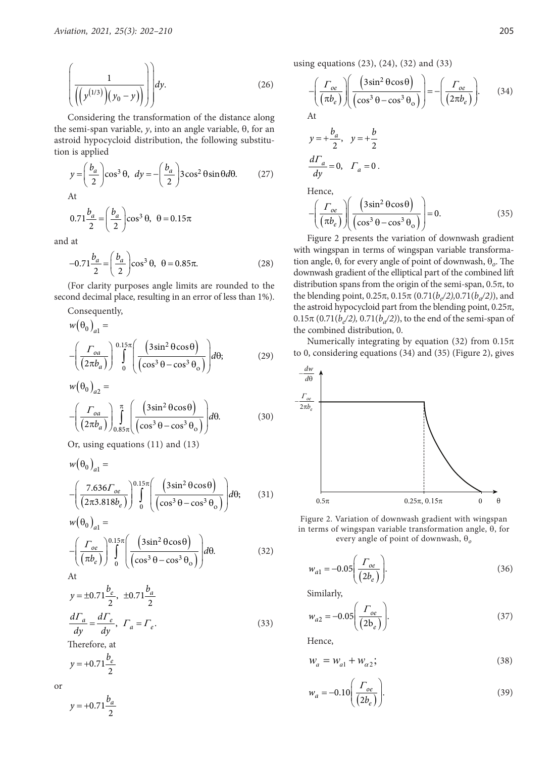$$\left(\frac{1}{\left(\left(y^{(1/3)}\right)\left(y_0 - y\right)\right)}\right)\Bigg) dy. \tag{26}$$

Considering the transformation of the distance along the semi-span variable, $y$, into an angle variable, $\theta$, for an astroid hypocycloid distribution, the following substitution is applied

$$y = \left(\frac{b_a}{2}\right)\cos^3\theta,\ \ dy = -\left(\frac{b_a}{2}\right)3\cos^2\theta\sin\theta d\theta. \tag{27}$$

At

$$0.71\frac{b_a}{2} = \left(\frac{b_a}{2}\right)\cos^3\theta,\ \ \theta = 0.15\pi$$

and at

$$-0.71\frac{b_a}{2} = \left(\frac{b_a}{2}\right)\cos^3\theta,\ \ \theta = 0.85\pi. \tag{28}$$

(For clarity purposes angle limits are rounded to the second decimal place, resulting in an error of less than 1%).

Consequently,

$$w(\theta_0)_{a1} = -\left(\frac{\Gamma_{oa}}{(2\pi b_a)}\right)\int_0^{0.15\pi}\left(\frac{(3\sin^2\theta\cos\theta)}{(\cos^3\theta - \cos^3\theta_o)}\right)d\theta; \tag{29}$$

$$w(\theta_0)_{a2} = -\left(\frac{\Gamma_{oa}}{(2\pi b_a)}\right)\int_{0.85\pi}^{\pi}\left(\frac{(3\sin^2\theta\cos\theta)}{(\cos^3\theta - \cos^3\theta_o)}\right)d\theta. \tag{30}$$

Or, using equations (11) and (13)

$$w(\theta_0)_{a1} = -\left(\frac{7.636\Gamma_{oe}}{(2\pi 3.818 b_e)}\right)\int_0^{0.15\pi}\left(\frac{(3\sin^2\theta\cos\theta)}{(\cos^3\theta - \cos^3\theta_o)}\right)d\theta; \tag{31}$$

$$w(\theta_0)_{a1} = -\left(\frac{\Gamma_{oe}}{(\pi b_e)}\right)\int_0^{0.15\pi}\left(\frac{(3\sin^2\theta\cos\theta)}{(\cos^3\theta - \cos^3\theta_o)}\right)d\theta. \tag{32}$$

At

$$y = \pm 0.71\frac{b_e}{2},\ \ \pm 0.71\frac{b_a}{2}$$

$$\frac{d\Gamma_a}{dy} = \frac{d\Gamma_e}{dy},\ \ \Gamma_a = \Gamma_e. \tag{33}$$

Therefore, at

$$y = +0.71\frac{b_e}{2}$$

or

$$y = +0.71\frac{b_a}{2}$$

using equations (23), (24), (32) and (33)

$$-\left(\frac{\Gamma_{oe}}{(\pi b_e)}\right)\left(\frac{(3\sin^2\theta\cos\theta)}{(\cos^3\theta - \cos^3\theta_o)}\right) = -\left(\frac{\Gamma_{oe}}{(2\pi b_e)}\right). \tag{34}$$

At

$$y = +\frac{b_a}{2},\ \ y = +\frac{b}{2}$$

$$\frac{d\Gamma_a}{dy} = 0,\ \ \Gamma_a = 0\,.$$

Hence,

$$-\left(\frac{\Gamma_{oe}}{(\pi b_e)}\right)\left(\frac{(3\sin^2\theta\cos\theta)}{(\cos^3\theta - \cos^3\theta_o)}\right) = 0. \tag{35}$$

Figure 2 presents the variation of downwash gradient with wingspan in terms of wingspan variable transformation angle, $\theta$, for every angle of point of downwash, $\theta_o$. The downwash gradient of the elliptical part of the combined lift distribution spans from the origin of the semi-span, $0.5\pi$, to the blending point, $0.25\pi$, $0.15\pi$ $(0.71(b_e/2), 0.71(b_a/2))$, and the astroid hypocycloid part from the blending point, $0.25\pi$, $0.15\pi$ $(0.71(b_e/2), 0.71(b_a/2))$, to the end of the semi-span of the combined distribution, 0.

Numerically integrating by equation (32) from $0.15\pi$ to 0, considering equations (34) and (35) (Figure 2), gives

Figure 2. Variation of downwash gradient with wingspan in terms of wingspan variable transformation angle, $\theta$, for every angle of point of downwash, $\theta_o$

$$w_{a1} = -0.05\left(\frac{\Gamma_{oe}}{(2b_e)}\right). \tag{36}$$

Similarly,

$$w_{a2} = -0.05\left(\frac{\Gamma_{oe}}{(2b_e)}\right). \tag{37}$$

Hence,

$$w_a = w_{a1} + w_{a2}; \tag{38}$$

$$w_a = -0.10\left(\frac{\Gamma_{oe}}{(2b_e)}\right). \tag{39}$$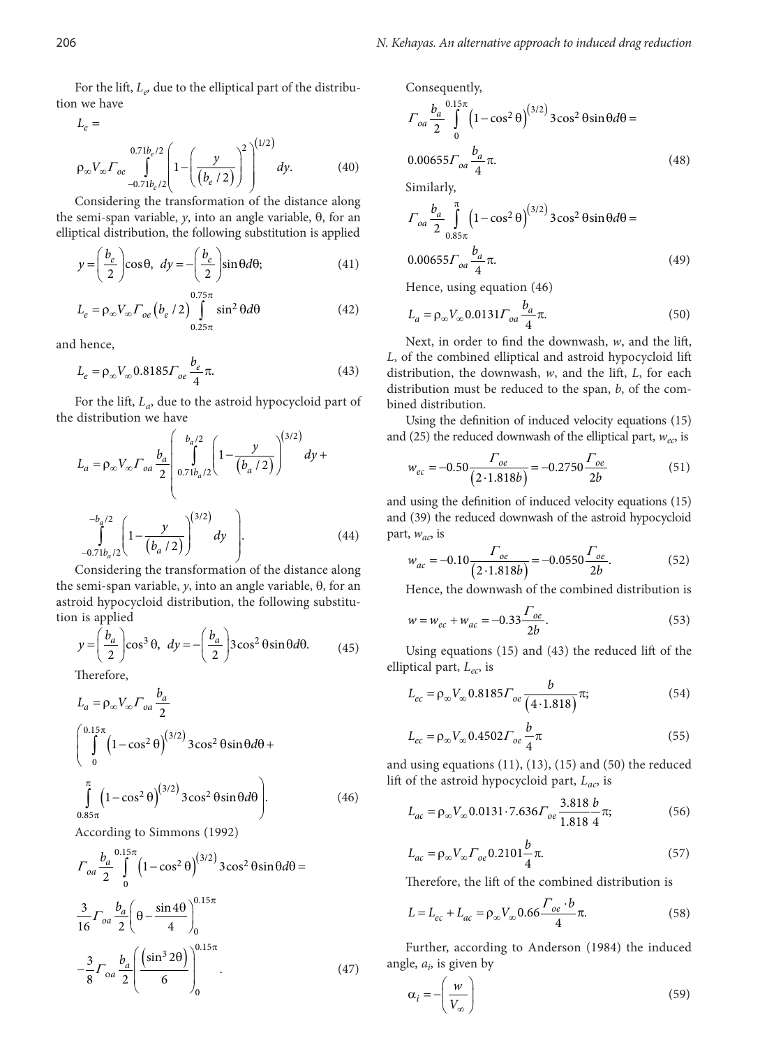For the lift, $L_e$, due to the elliptical part of the distribution we have

$$L_e = \rho_\infty V_\infty \Gamma_{oe} \int_{-0.71b_e/2}^{0.71b_e/2} \left(1 - \left(\frac{y}{(b_e/2)}\right)^2\right)^{(1/2)} dy. \tag{40}$$

Considering the transformation of the distance along the semi-span variable, $y$, into an angle variable, $\theta$, for an elliptical distribution, the following substitution is applied

$$y = \left(\frac{b_e}{2}\right)\cos\theta,\ dy = -\left(\frac{b_e}{2}\right)\sin\theta d\theta; \tag{41}$$

$$L_e = \rho_\infty V_\infty \Gamma_{oe} (b_e/2) \int_{0.25\pi}^{0.75\pi} \sin^2\theta d\theta \tag{42}$$

and hence,

$$L_e = \rho_\infty V_\infty 0.8185 \Gamma_{oe} \frac{b_e}{4}\pi. \tag{43}$$

For the lift, $L_a$, due to the astroid hypocycloid part of the distribution we have

$$L_a = \rho_\infty V_\infty \Gamma_{oa} \frac{b_a}{2} \left( \int_{0.71b_a/2}^{b_a/2} \left(1 - \frac{y}{(b_a/2)}\right)^{(3/2)} dy + \int_{-0.71b_a/2}^{-b_a/2} \left(1 - \frac{y}{(b_a/2)}\right)^{(3/2)} dy \right). \tag{44}$$

Considering the transformation of the distance along the semi-span variable, $y$, into an angle variable, $\theta$, for an astroid hypocycloid distribution, the following substitution is applied

$$y = \left(\frac{b_a}{2}\right)\cos^3\theta,\ dy = -\left(\frac{b_a}{2}\right)3\cos^2\theta\sin\theta d\theta. \tag{45}$$

Therefore,

$$L_a = \rho_\infty V_\infty \Gamma_{oa} \frac{b_a}{2} \left( \int_0^{0.15\pi} \left(1 - \cos^2\theta\right)^{(3/2)} 3\cos^2\theta\sin\theta d\theta + \int_{0.85\pi}^{\pi} \left(1 - \cos^2\theta\right)^{(3/2)} 3\cos^2\theta\sin\theta d\theta \right). \tag{46}$$

According to Simmons (1992)

$$\Gamma_{oa} \frac{b_a}{2} \int_0^{0.15\pi} \left(1 - \cos^2\theta\right)^{(3/2)} 3\cos^2\theta\sin\theta d\theta = \frac{3}{16}\Gamma_{oa}\frac{b_a}{2}\left(\theta - \frac{\sin 4\theta}{4}\right)_0^{0.15\pi} - \frac{3}{8}\Gamma_{oa}\frac{b_a}{2}\left(\frac{\left(\sin^3 2\theta\right)}{6}\right)_0^{0.15\pi}. \tag{47}$$

Consequently,

$$\Gamma_{oa} \frac{b_a}{2} \int_0^{0.15\pi} \left(1 - \cos^2\theta\right)^{(3/2)} 3\cos^2\theta\sin\theta d\theta = 0.00655\Gamma_{oa}\frac{b_a}{4}\pi. \tag{48}$$

Similarly,

$$\Gamma_{oa} \frac{b_a}{2} \int_{0.85\pi}^{\pi} \left(1 - \cos^2\theta\right)^{(3/2)} 3\cos^2\theta\sin\theta d\theta = 0.00655\Gamma_{oa}\frac{b_a}{4}\pi. \tag{49}$$

Hence, using equation (46)

$$L_a = \rho_\infty V_\infty 0.0131 \Gamma_{oa} \frac{b_a}{4}\pi. \tag{50}$$

Next, in order to find the downwash, $w$, and the lift, $L$, of the combined elliptical and astroid hypocycloid lift distribution, the downwash, $w$, and the lift, $L$, for each distribution must be reduced to the span, $b$, of the combined distribution.

Using the definition of induced velocity equations (15) and (25) the reduced downwash of the elliptical part, $w_{ec}$, is

$$w_{ec} = -0.50\frac{\Gamma_{oe}}{(2 \cdot 1.818b)} = -0.2750\frac{\Gamma_{oe}}{2b} \tag{51}$$

and using the definition of induced velocity equations (15) and (39) the reduced downwash of the astroid hypocycloid part, $w_{ac}$, is

$$w_{ac} = -0.10\frac{\Gamma_{oe}}{(2 \cdot 1.818b)} = -0.0550\frac{\Gamma_{oe}}{2b}. \tag{52}$$

Hence, the downwash of the combined distribution is

$$w = w_{ec} + w_{ac} = -0.33\frac{\Gamma_{oe}}{2b}. \tag{53}$$

Using equations (15) and (43) the reduced lift of the elliptical part, $L_{ec}$, is

$$L_{ec} = \rho_\infty V_\infty 0.8185 \Gamma_{oe} \frac{b}{(4 \cdot 1.818)}\pi; \tag{54}$$

$$L_{ec} = \rho_\infty V_\infty 0.4502 \Gamma_{oe} \frac{b}{4}\pi \tag{55}$$

and using equations (11), (13), (15) and (50) the reduced lift of the astroid hypocycloid part, $L_{ac}$, is

$$L_{ac} = \rho_\infty V_\infty 0.0131 \cdot 7.636 \Gamma_{oe} \frac{3.818}{1.818}\frac{b}{4}\pi; \tag{56}$$

$$L_{ac} = \rho_\infty V_\infty \Gamma_{oe} 0.2101 \frac{b}{4}\pi. \tag{57}$$

Therefore, the lift of the combined distribution is

$$L = L_{ec} + L_{ac} = \rho_\infty V_\infty 0.66 \frac{\Gamma_{oe} \cdot b}{4}\pi. \tag{58}$$

Further, according to Anderson (1984) the induced angle, $a_i$, is given by

$$\alpha_i = -\left(\frac{w}{V_\infty}\right) \tag{59}$$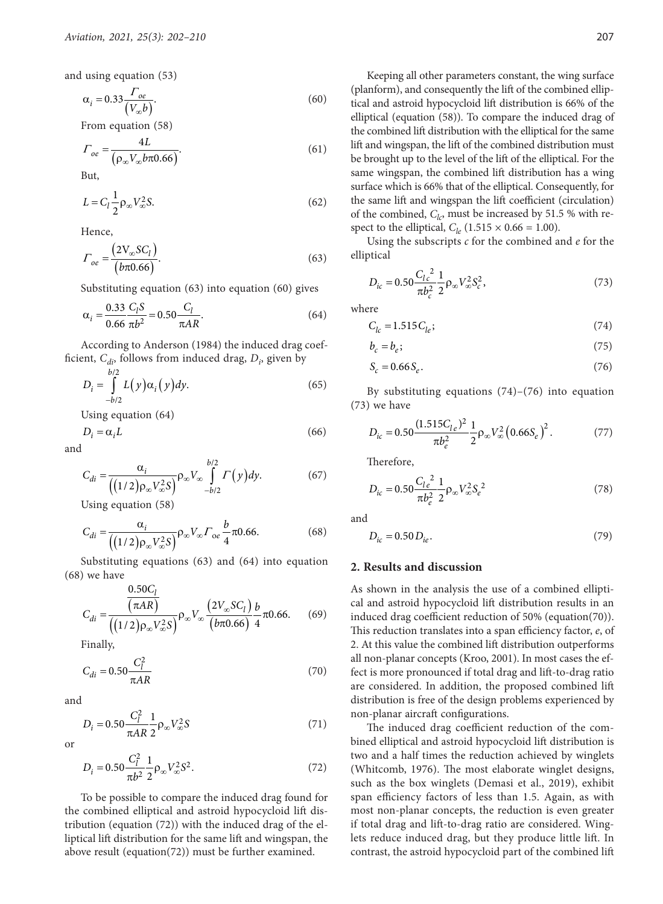and using equation (53)

$$\alpha_i = 0.33\frac{\Gamma_{oe}}{\left(V_\infty b\right)}. \tag{60}$$

From equation (58)

$$\Gamma_{oe} = \frac{4L}{\left(\rho_\infty V_\infty b\pi 0.66\right)}. \tag{61}$$

But,

$$L = C_l \frac{1}{2}\rho_\infty V_\infty^2 S. \tag{62}$$

Hence,

$$\Gamma_{oe} = \frac{\left(2V_\infty S C_l\right)}{\left(b\pi 0.66\right)}. \tag{63}$$

Substituting equation (63) into equation (60) gives

$$\alpha_i = \frac{0.33}{0.66}\frac{C_l S}{\pi b^2} = 0.50\frac{C_l}{\pi AR}. \tag{64}$$

According to Anderson (1984) the induced drag coefficient, $C_{di}$, follows from induced drag, $D_i$, given by

$$D_i = \int_{-b/2}^{b/2} L\left(y\right)\alpha_i\left(y\right)dy. \tag{65}$$

Using equation (64)

$$D_i = \alpha_i L \tag{66}$$

and

$$C_{di} = \frac{\alpha_i}{\left(\left(1/2\right)\rho_\infty V_\infty^2 S\right)}\rho_\infty V_\infty \int_{-b/2}^{b/2} \Gamma\left(y\right)dy. \tag{67}$$

Using equation (58)

$$C_{di} = \frac{\alpha_i}{\left(\left(1/2\right)\rho_\infty V_\infty^2 S\right)}\rho_\infty V_\infty \Gamma_{oe}\frac{b}{4}\pi 0.66. \tag{68}$$

Substituting equations (63) and (64) into equation (68) we have

$$C_{di} = \frac{\dfrac{0.50 C_l}{\left(\pi AR\right)}}{\left(\left(1/2\right)\rho_\infty V_\infty^2 S\right)}\rho_\infty V_\infty \frac{\left(2V_\infty S C_l\right)}{\left(b\pi 0.66\right)}\frac{b}{4}\pi 0.66. \tag{69}$$

Finally,

$$C_{di} = 0.50\frac{C_l^2}{\pi AR} \tag{70}$$

and

$$D_i = 0.50\frac{C_l^2}{\pi AR}\frac{1}{2}\rho_\infty V_\infty^2 S \tag{71}$$

or

$$D_i = 0.50\frac{C_l^2}{\pi b^2}\frac{1}{2}\rho_\infty V_\infty^2 S^2. \tag{72}$$

To be possible to compare the induced drag found for the combined elliptical and astroid hypocycloid lift distribution (equation (72)) with the induced drag of the elliptical lift distribution for the same lift and wingspan, the above result (equation(72)) must be further examined.

Keeping all other parameters constant, the wing surface (planform), and consequently the lift of the combined elliptical and astroid hypocycloid lift distribution is 66% of the elliptical (equation (58)). To compare the induced drag of the combined lift distribution with the elliptical for the same lift and wingspan, the lift of the combined distribution must be brought up to the level of the lift of the elliptical. For the same wingspan, the combined lift distribution has a wing surface which is 66% that of the elliptical. Consequently, for the same lift and wingspan the lift coefficient (circulation) of the combined, $C_{lc}$, must be increased by 51.5 % with respect to the elliptical, $C_{le}$ ($1.515 \times 0.66 = 1.00$).

Using the subscripts $c$ for the combined and $e$ for the elliptical

$$D_{ic} = 0.50\frac{{C_l}_c^{\,2}}{\pi b_c^2}\frac{1}{2}\rho_\infty V_\infty^2 S_c^2, \tag{73}$$

where

$$C_{lc} = 1.515 C_{le}; \tag{74}$$

$$b_c = b_e; \tag{75}$$

$$S_c = 0.66 S_e. \tag{76}$$

By substituting equations (74)–(76) into equation (73) we have

$$D_{ic} = 0.50\frac{(1.515{C_l}_e)^2}{\pi b_e^2}\frac{1}{2}\rho_\infty V_\infty^2\left(0.66 S_e\right)^2. \tag{77}$$

Therefore,

$$D_{ic} = 0.50\frac{{C_l}_e^{\,2}}{\pi b_e^2}\frac{1}{2}\rho_\infty V_\infty^2 {S_e}^2 \tag{78}$$

and

$$D_{ic} = 0.50 D_{ie}. \tag{79}$$

## 2. Results and discussion

As shown in the analysis the use of a combined elliptical and astroid hypocycloid lift distribution results in an induced drag coefficient reduction of 50% (equation(70)). This reduction translates into a span efficiency factor, $e$, of 2. At this value the combined lift distribution outperforms all non-planar concepts (Kroo, 2001). In most cases the effect is more pronounced if total drag and lift-to-drag ratio are considered. In addition, the proposed combined lift distribution is free of the design problems experienced by non-planar aircraft configurations.

The induced drag coefficient reduction of the combined elliptical and astroid hypocycloid lift distribution is two and a half times the reduction achieved by winglets (Whitcomb, 1976). The most elaborate winglet designs, such as the box winglets (Demasi et al., 2019), exhibit span efficiency factors of less than 1.5. Again, as with most non-planar concepts, the reduction is even greater if total drag and lift-to-drag ratio are considered. Winglets reduce induced drag, but they produce little lift. In contrast, the astroid hypocycloid part of the combined lift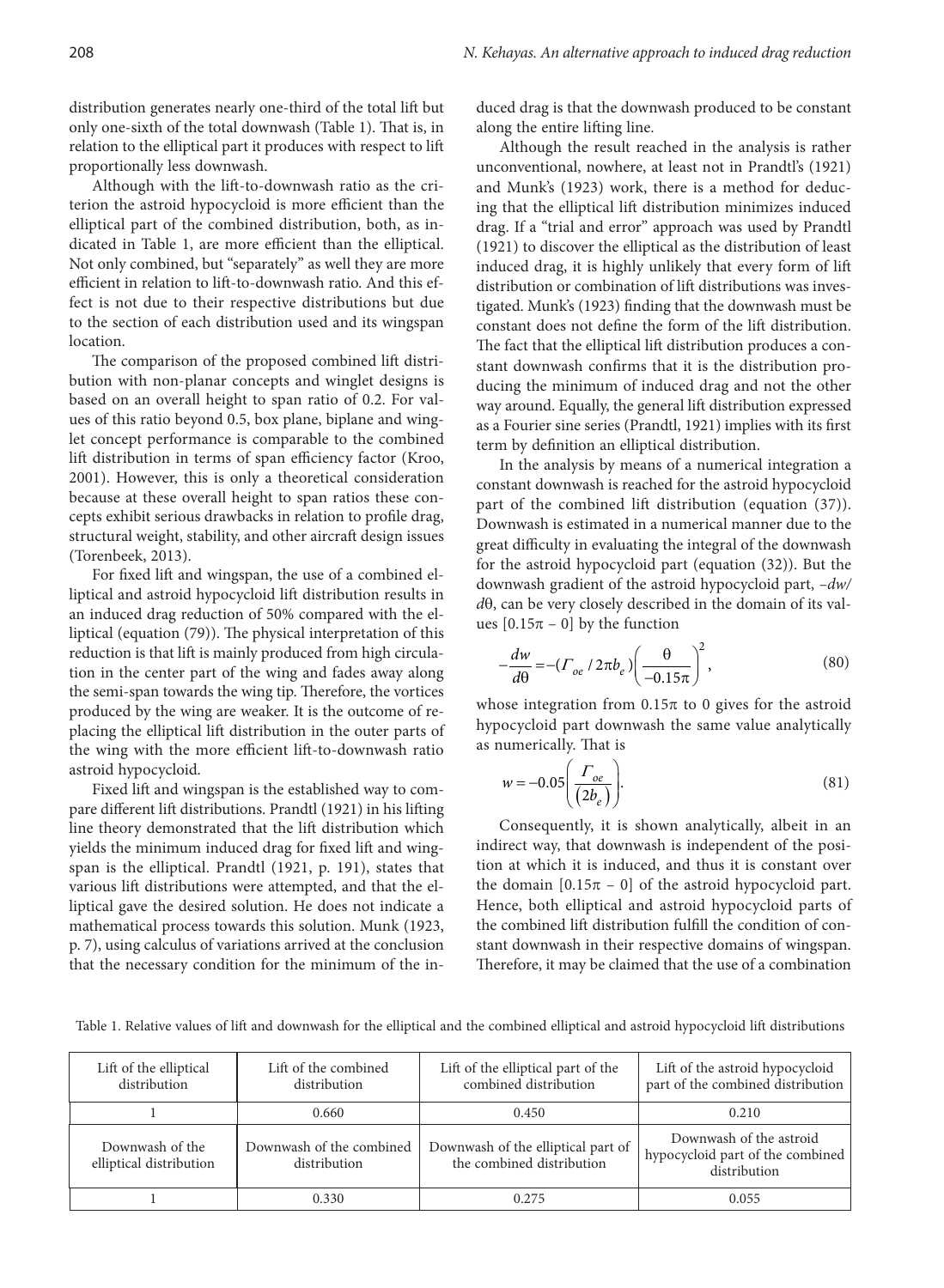distribution generates nearly one-third of the total lift but only one-sixth of the total downwash (Table 1). That is, in relation to the elliptical part it produces with respect to lift proportionally less downwash.

Although with the lift-to-downwash ratio as the criterion the astroid hypocycloid is more efficient than the elliptical part of the combined distribution, both, as indicated in Table 1, are more efficient than the elliptical. Not only combined, but "separately" as well they are more efficient in relation to lift-to-downwash ratio. And this effect is not due to their respective distributions but due to the section of each distribution used and its wingspan location.

The comparison of the proposed combined lift distribution with non-planar concepts and winglet designs is based on an overall height to span ratio of 0.2. For values of this ratio beyond 0.5, box plane, biplane and winglet concept performance is comparable to the combined lift distribution in terms of span efficiency factor (Kroo, 2001). However, this is only a theoretical consideration because at these overall height to span ratios these concepts exhibit serious drawbacks in relation to profile drag, structural weight, stability, and other aircraft design issues (Torenbeek, 2013).

For fixed lift and wingspan, the use of a combined elliptical and astroid hypocycloid lift distribution results in an induced drag reduction of 50% compared with the elliptical (equation (79)). The physical interpretation of this reduction is that lift is mainly produced from high circulation in the center part of the wing and fades away along the semi-span towards the wing tip. Therefore, the vortices produced by the wing are weaker. It is the outcome of replacing the elliptical lift distribution in the outer parts of the wing with the more efficient lift-to-downwash ratio astroid hypocycloid.

Fixed lift and wingspan is the established way to compare different lift distributions. Prandtl (1921) in his lifting line theory demonstrated that the lift distribution which yields the minimum induced drag for fixed lift and wingspan is the elliptical. Prandtl (1921, p. 191), states that various lift distributions were attempted, and that the elliptical gave the desired solution. He does not indicate a mathematical process towards this solution. Munk (1923, p. 7), using calculus of variations arrived at the conclusion that the necessary condition for the minimum of the induced drag is that the downwash produced to be constant along the entire lifting line.

Although the result reached in the analysis is rather unconventional, nowhere, at least not in Prandtl's (1921) and Munk's (1923) work, there is a method for deducing that the elliptical lift distribution minimizes induced drag. If a "trial and error" approach was used by Prandtl (1921) to discover the elliptical as the distribution of least induced drag, it is highly unlikely that every form of lift distribution or combination of lift distributions was investigated. Munk's (1923) finding that the downwash must be constant does not define the form of the lift distribution. The fact that the elliptical lift distribution produces a constant downwash confirms that it is the distribution producing the minimum of induced drag and not the other way around. Equally, the general lift distribution expressed as a Fourier sine series (Prandtl, 1921) implies with its first term by definition an elliptical distribution.

In the analysis by means of a numerical integration a constant downwash is reached for the astroid hypocycloid part of the combined lift distribution (equation (37)). Downwash is estimated in a numerical manner due to the great difficulty in evaluating the integral of the downwash for the astroid hypocycloid part (equation (32)). But the downwash gradient of the astroid hypocycloid part, $-dw/d\theta$, can be very closely described in the domain of its values $[0.15\pi - 0]$ by the function

$$-\frac{dw}{d\theta} = -(\Gamma_{oe} / 2\pi b_e)\left(\frac{\theta}{-0.15\pi}\right)^2, \qquad (80)$$

whose integration from $0.15\pi$ to 0 gives for the astroid hypocycloid part downwash the same value analytically as numerically. That is

$$w = -0.05\left(\frac{\Gamma_{oe}}{(2b_e)}\right). \qquad (81)$$

Consequently, it is shown analytically, albeit in an indirect way, that downwash is independent of the position at which it is induced, and thus it is constant over the domain $[0.15\pi - 0]$ of the astroid hypocycloid part. Hence, both elliptical and astroid hypocycloid parts of the combined lift distribution fulfill the condition of constant downwash in their respective domains of wingspan. Therefore, it may be claimed that the use of a combination

Table 1. Relative values of lift and downwash for the elliptical and the combined elliptical and astroid hypocycloid lift distributions

| Lift of the elliptical distribution | Lift of the combined distribution | Lift of the elliptical part of the combined distribution | Lift of the astroid hypocycloid part of the combined distribution |
|---|---|---|---|
| 1 | 0.660 | 0.450 | 0.210 |
| Downwash of the elliptical distribution | Downwash of the combined distribution | Downwash of the elliptical part of the combined distribution | Downwash of the astroid hypocycloid part of the combined distribution |
| 1 | 0.330 | 0.275 | 0.055 |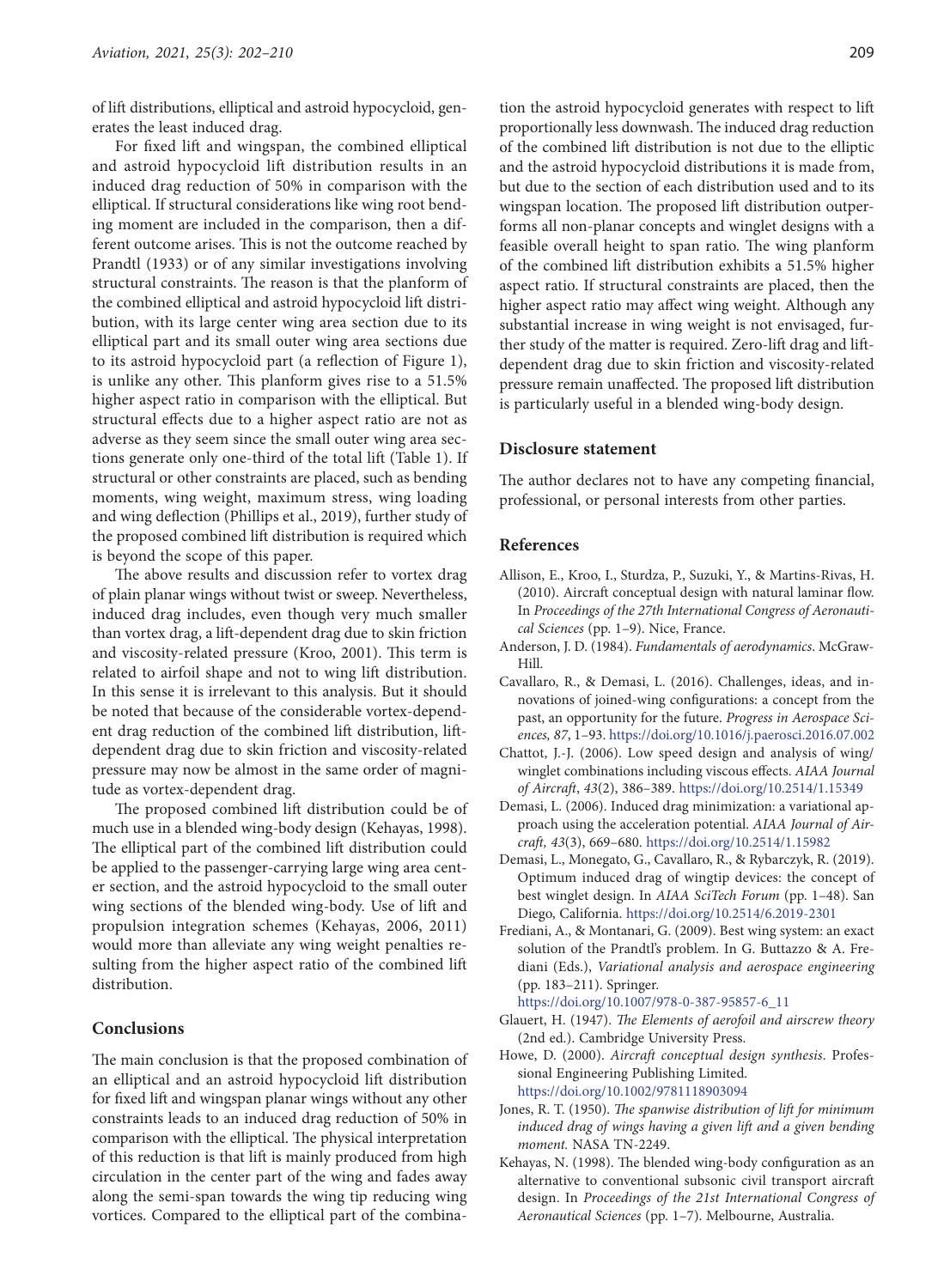of lift distributions, elliptical and astroid hypocycloid, generates the least induced drag.

For fixed lift and wingspan, the combined elliptical and astroid hypocycloid lift distribution results in an induced drag reduction of 50% in comparison with the elliptical. If structural considerations like wing root bending moment are included in the comparison, then a different outcome arises. This is not the outcome reached by Prandtl (1933) or of any similar investigations involving structural constraints. The reason is that the planform of the combined elliptical and astroid hypocycloid lift distribution, with its large center wing area section due to its elliptical part and its small outer wing area sections due to its astroid hypocycloid part (a reflection of Figure 1), is unlike any other. This planform gives rise to a 51.5% higher aspect ratio in comparison with the elliptical. But structural effects due to a higher aspect ratio are not as adverse as they seem since the small outer wing area sections generate only one-third of the total lift (Table 1). If structural or other constraints are placed, such as bending moments, wing weight, maximum stress, wing loading and wing deflection (Phillips et al., 2019), further study of the proposed combined lift distribution is required which is beyond the scope of this paper.

The above results and discussion refer to vortex drag of plain planar wings without twist or sweep. Nevertheless, induced drag includes, even though very much smaller than vortex drag, a lift-dependent drag due to skin friction and viscosity-related pressure (Kroo, 2001). This term is related to airfoil shape and not to wing lift distribution. In this sense it is irrelevant to this analysis. But it should be noted that because of the considerable vortex-dependent drag reduction of the combined lift distribution, lift-dependent drag due to skin friction and viscosity-related pressure may now be almost in the same order of magnitude as vortex-dependent drag.

The proposed combined lift distribution could be of much use in a blended wing-body design (Kehayas, 1998). The elliptical part of the combined lift distribution could be applied to the passenger-carrying large wing area center section, and the astroid hypocycloid to the small outer wing sections of the blended wing-body. Use of lift and propulsion integration schemes (Kehayas, 2006, 2011) would more than alleviate any wing weight penalties resulting from the higher aspect ratio of the combined lift distribution.

## Conclusions

The main conclusion is that the proposed combination of an elliptical and an astroid hypocycloid lift distribution for fixed lift and wingspan planar wings without any other constraints leads to an induced drag reduction of 50% in comparison with the elliptical. The physical interpretation of this reduction is that lift is mainly produced from high circulation in the center part of the wing and fades away along the semi-span towards the wing tip reducing wing vortices. Compared to the elliptical part of the combination the astroid hypocycloid generates with respect to lift proportionally less downwash. The induced drag reduction of the combined lift distribution is not due to the elliptic and the astroid hypocycloid distributions it is made from, but due to the section of each distribution used and to its wingspan location. The proposed lift distribution outperforms all non-planar concepts and winglet designs with a feasible overall height to span ratio. The wing planform of the combined lift distribution exhibits a 51.5% higher aspect ratio. If structural constraints are placed, then the higher aspect ratio may affect wing weight. Although any substantial increase in wing weight is not envisaged, further study of the matter is required. Zero-lift drag and lift-dependent drag due to skin friction and viscosity-related pressure remain unaffected. The proposed lift distribution is particularly useful in a blended wing-body design.

## Disclosure statement

The author declares not to have any competing financial, professional, or personal interests from other parties.

## References

Allison, E., Kroo, I., Sturdza, P., Suzuki, Y., & Martins-Rivas, H. (2010). Aircraft conceptual design with natural laminar flow. In *Proceedings of the 27th International Congress of Aeronautical Sciences* (pp. 1–9). Nice, France.

Anderson, J. D. (1984). *Fundamentals of aerodynamics*. McGraw-Hill.

Cavallaro, R., & Demasi, L. (2016). Challenges, ideas, and innovations of joined-wing configurations: a concept from the past, an opportunity for the future. *Progress in Aerospace Sciences, 87*, 1–93. https://doi.org/10.1016/j.paerosci.2016.07.002

Chattot, J.-J. (2006). Low speed design and analysis of wing/winglet combinations including viscous effects. *AIAA Journal of Aircraft*, *43*(2), 386–389. https://doi.org/10.2514/1.15349

Demasi, L. (2006). Induced drag minimization: a variational approach using the acceleration potential. *AIAA Journal of Aircraft, 43*(3), 669–680. https://doi.org/10.2514/1.15982

Demasi, L., Monegato, G., Cavallaro, R., & Rybarczyk, R. (2019). Optimum induced drag of wingtip devices: the concept of best winglet design. In *AIAA SciTech Forum* (pp. 1–48). San Diego, California. https://doi.org/10.2514/6.2019-2301

Frediani, A., & Montanari, G. (2009). Best wing system: an exact solution of the Prandtl's problem. In G. Buttazzo & A. Frediani (Eds.), *Variational analysis and aerospace engineering* (pp. 183–211). Springer. https://doi.org/10.1007/978-0-387-95857-6_11

Glauert, H. (1947). *The Elements of aerofoil and airscrew theory* (2nd ed.). Cambridge University Press.

Howe, D. (2000). *Aircraft conceptual design synthesis*. Professional Engineering Publishing Limited. https://doi.org/10.1002/9781118903094

Jones, R. T. (1950). *The spanwise distribution of lift for minimum induced drag of wings having a given lift and a given bending moment.* NASA TN-2249.

Kehayas, N. (1998). The blended wing-body configuration as an alternative to conventional subsonic civil transport aircraft design. In *Proceedings of the 21st International Congress of Aeronautical Sciences* (pp. 1–7). Melbourne, Australia.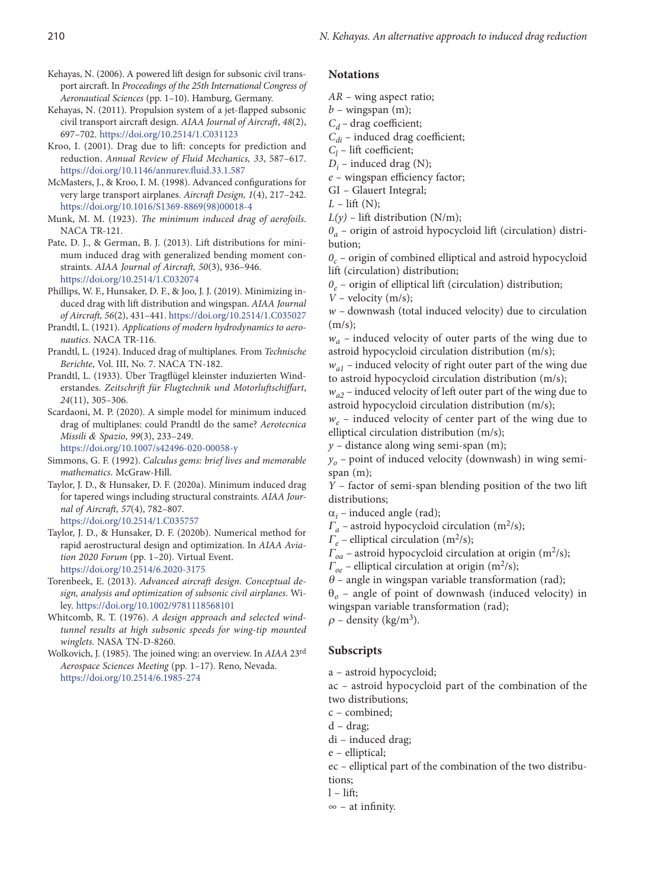Kehayas, N. (2006). A powered lift design for subsonic civil transport aircraft. In *Proceedings of the 25th International Congress of Aeronautical Sciences* (pp. 1–10). Hamburg, Germany.

Kehayas, N. (2011). Propulsion system of a jet-flapped subsonic civil transport aircraft design. *AIAA Journal of Aircraft*, *48*(2), 697–702. https://doi.org/10.2514/1.C031123

Kroo, I. (2001). Drag due to lift: concepts for prediction and reduction. *Annual Review of Fluid Mechanics, 33*, 587–617. https://doi.org/10.1146/annurev.fluid.33.1.587

McMasters, J., & Kroo, I. M. (1998). Advanced configurations for very large transport airplanes. *Aircraft Design, 1*(4), 217–242. https://doi.org/10.1016/S1369-8869(98)00018-4

Munk, M. M. (1923). *The minimum induced drag of aerofoils*. NACA TR-121.

Pate, D. J., & German, B. J. (2013). Lift distributions for minimum induced drag with generalized bending moment constraints. *AIAA Journal of Aircraft, 50*(3), 936–946. https://doi.org/10.2514/1.C032074

Phillips, W. F., Hunsaker, D. F., & Joo, J. J. (2019). Minimizing induced drag with lift distribution and wingspan. *AIAA Journal of Aircraft, 56*(2), 431–441. https://doi.org/10.2514/1.C035027

Prandtl, L. (1921). *Applications of modern hydrodynamics to aeronautics*. NACA TR-116.

Prandtl, L. (1924). Induced drag of multiplanes*.* From *Technische Berichte*, Vol. III, No. 7. NACA TN-182.

Prandtl, L. (1933). Über Tragflügel kleinster induzierten Widerstandes. *Zeitschrift für Flugtechnik und Motorluftschiffart*, *24*(11), 305–306.

Scardaoni, M. P. (2020). A simple model for minimum induced drag of multiplanes: could Prandtl do the same? *Aerotecnica Missili & Spazio*, *99*(3), 233–249. https://doi.org/10.1007/s42496-020-00058-y

Simmons, G. F. (1992). *Calculus gems: brief lives and memorable mathematics*. McGraw-Hill.

Taylor, J. D., & Hunsaker, D. F. (2020a). Minimum induced drag for tapered wings including structural constraints. *AIAA Journal of Aircraft, 57*(4), 782–807. https://doi.org/10.2514/1.C035757

Taylor, J. D., & Hunsaker, D. F. (2020b). Numerical method for rapid aerostructural design and optimization. In *AIAA Aviation 2020 Forum* (pp. 1–20). Virtual Event. https://doi.org/10.2514/6.2020-3175

Torenbeek, E. (2013). *Advanced aircraft design. Conceptual design, analysis and optimization of subsonic civil airplanes*. Wiley. https://doi.org/10.1002/9781118568101

Whitcomb, R. T. (1976). *A design approach and selected wind-tunnel results at high subsonic speeds for wing-tip mounted winglets*. NASA TN-D-8260.

Wolkovich, J. (1985). The joined wing: an overview. In *AIAA* 23rd *Aerospace Sciences Meeting* (pp. 1–17). Reno, Nevada. https://doi.org/10.2514/6.1985-274

## Notations

$AR$ – wing aspect ratio;
$b$ – wingspan (m);
$C_d$ – drag coefficient;
$C_{di}$ – induced drag coefficient;
$C_l$ – lift coefficient;
$D_i$ – induced drag (N);
$e$ – wingspan efficiency factor;
GI – Glauert Integral;
$L$ – lift (N);
$L(y)$ – lift distribution (N/m);
$0_a$ – origin of astroid hypocycloid lift (circulation) distribution;
$0_c$ – origin of combined elliptical and astroid hypocycloid lift (circulation) distribution;
$0_e$ – origin of elliptical lift (circulation) distribution;
$V$ – velocity (m/s);
$w$ – downwash (total induced velocity) due to circulation (m/s);
$w_a$ – induced velocity of outer parts of the wing due to astroid hypocycloid circulation distribution (m/s);
$w_{a1}$ – induced velocity of right outer part of the wing due to astroid hypocycloid circulation distribution (m/s);
$w_{a2}$ – induced velocity of left outer part of the wing due to astroid hypocycloid circulation distribution (m/s);
$w_e$ – induced velocity of center part of the wing due to elliptical circulation distribution (m/s);
$y$ – distance along wing semi-span (m);
$y_o$ – point of induced velocity (downwash) in wing semi-span (m);
$Y$ – factor of semi-span blending position of the two lift distributions;
$\alpha_i$ – induced angle (rad);
$\Gamma_a$ – astroid hypocycloid circulation ($m^2$/s);
$\Gamma_e$ – elliptical circulation ($m^2$/s);
$\Gamma_{oa}$ – astroid hypocycloid circulation at origin ($m^2$/s);
$\Gamma_{oe}$ – elliptical circulation at origin ($m^2$/s);
$\theta$ – angle in wingspan variable transformation (rad);
$\theta_o$ – angle of point of downwash (induced velocity) in wingspan variable transformation (rad);
$\rho$ – density (kg/$m^3$).

## Subscripts

a – astroid hypocycloid;
ac – astroid hypocycloid part of the combination of the two distributions;
c – combined;
d – drag;
di – induced drag;
e – elliptical;
ec – elliptical part of the combination of the two distributions;
l – lift;
$\infty$ – at infinity.